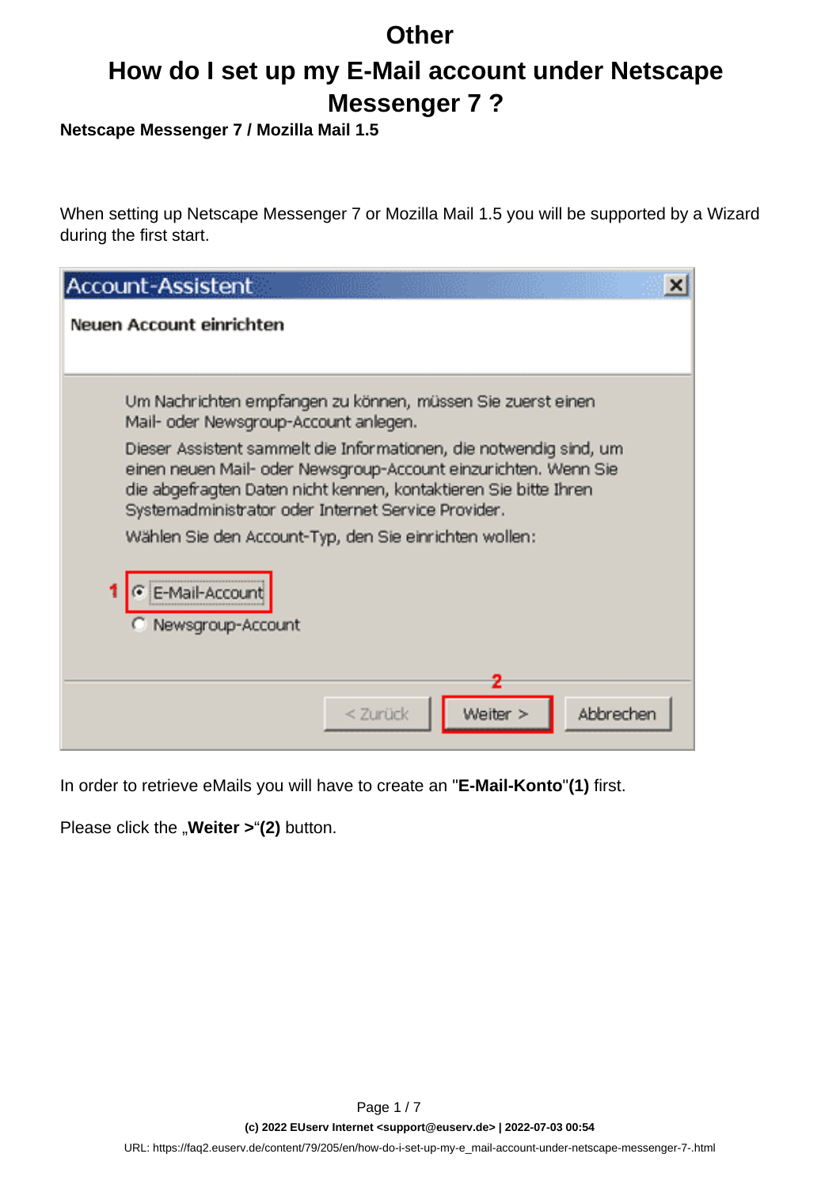# Other

## How do I set up my E-Mail account under Netscape Messenger 7 ?

**Netscape Messenger 7 / Mozilla Mail 1.5**

When setting up Netscape Messenger 7 or Mozilla Mail 1.5 you will be supported by a Wizard during the first start.

In order to retrieve eMails you will have to create an "**E-Mail-Konto**"**(1)** first.

Please click the „**Weiter >**"**(2)** button.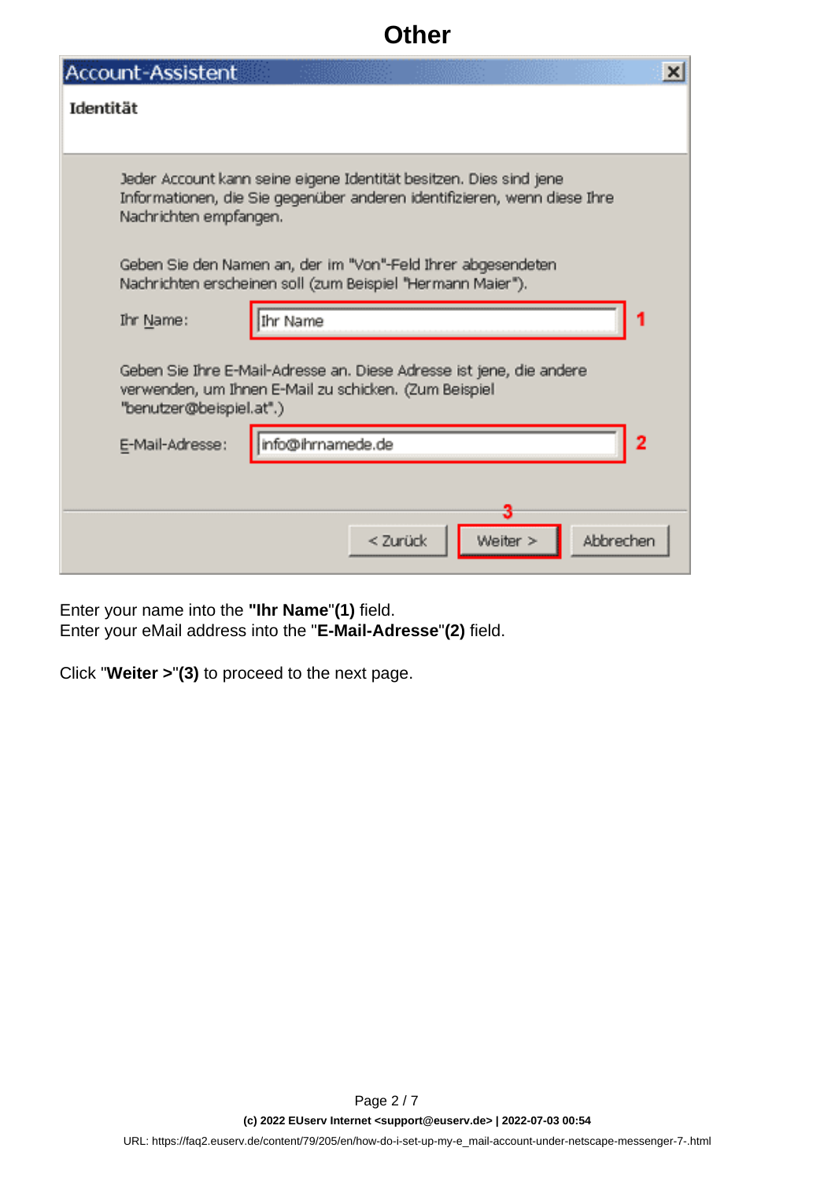Enter your name into the **"Ihr Name**"**(1)** field.
Enter your eMail address into the "**E-Mail-Adresse**"**(2)** field.

Click "**Weiter >**"**(3)** to proceed to the next page.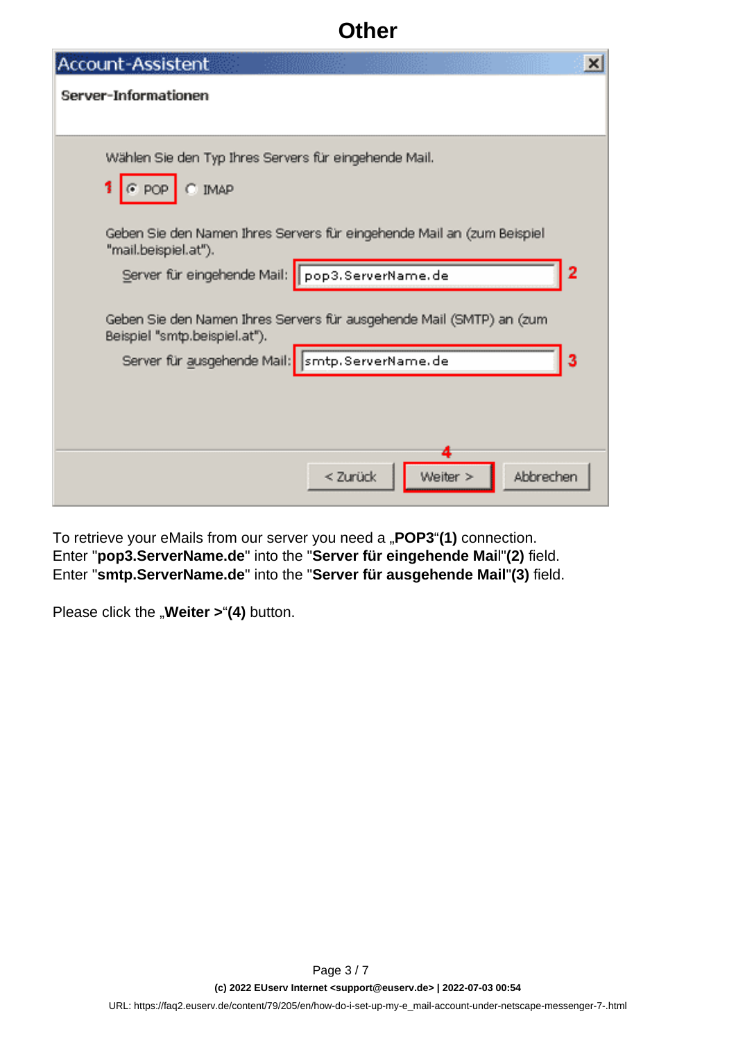# Other

To retrieve your eMails from our server you need a „**POP3**“**(1)** connection.
Enter "**pop3.ServerName.de**" into the "**Server für eingehende Mail**"**(2)** field.
Enter "**smtp.ServerName.de**" into the "**Server für ausgehende Mail**"**(3)** field.

Please click the „**Weiter >**“**(4)** button.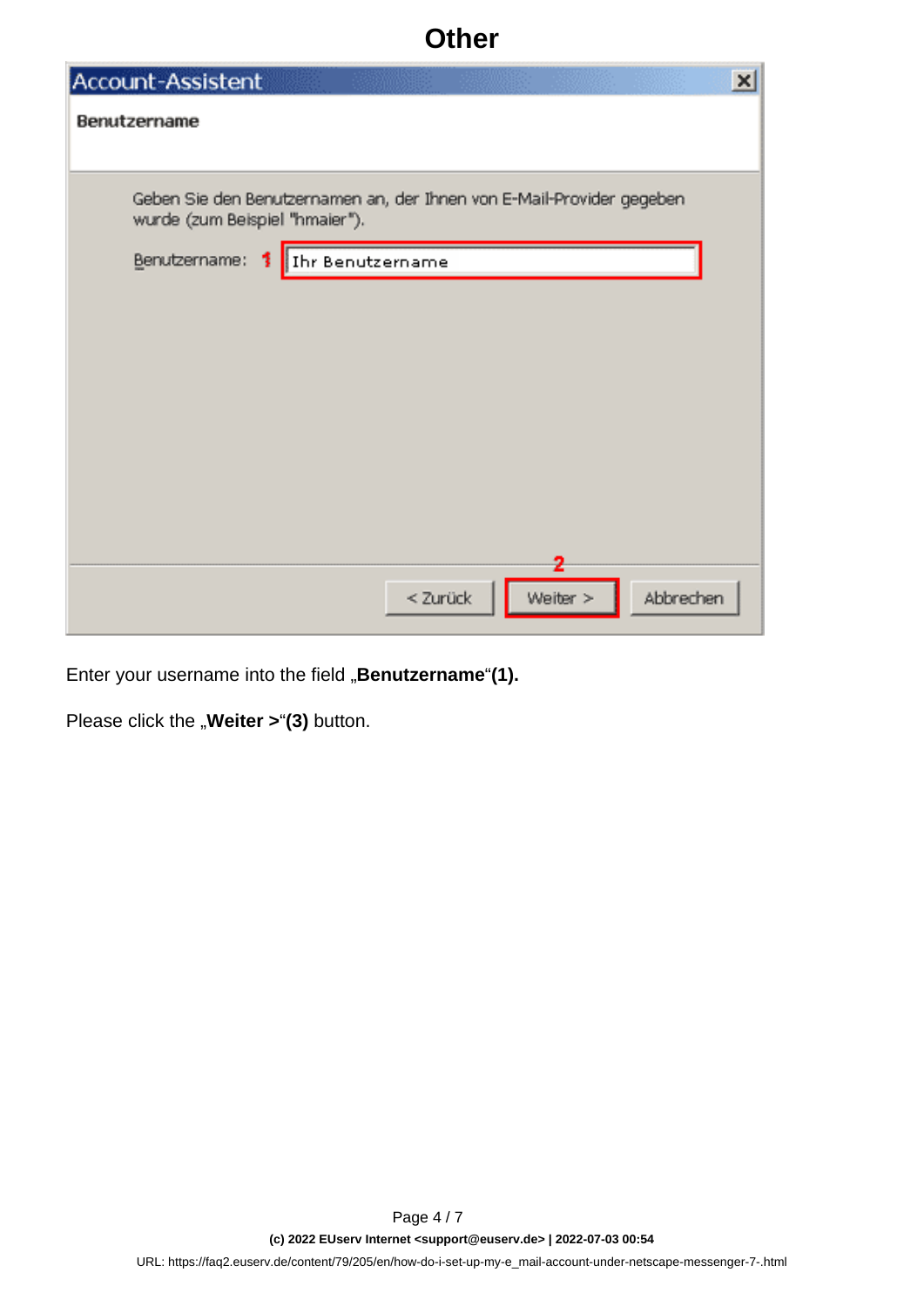Enter your username into the field „**Benutzername**“**(1).**

Please click the „**Weiter >**“**(3)** button.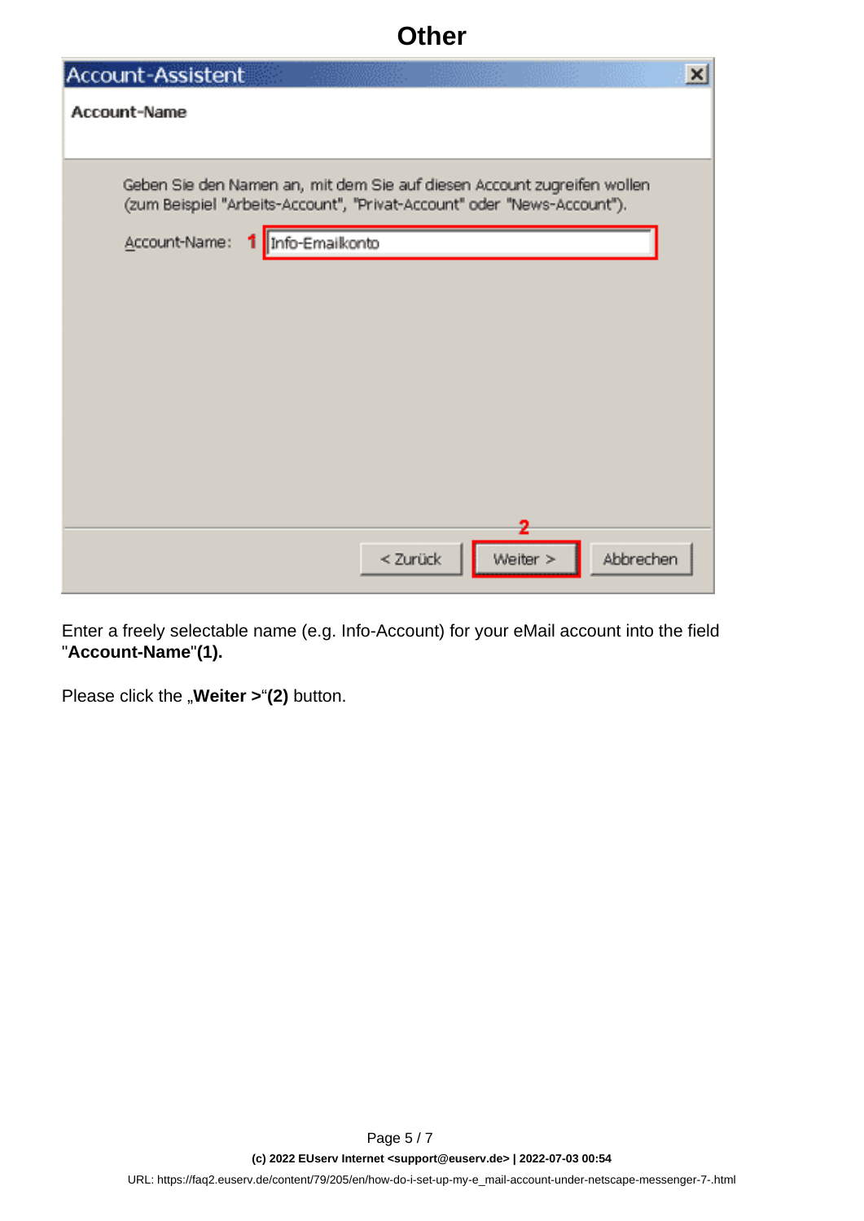# Other

Enter a freely selectable name (e.g. Info-Account) for your eMail account into the field "**Account-Name**"**(1).**

Please click the „**Weiter >**“**(2)** button.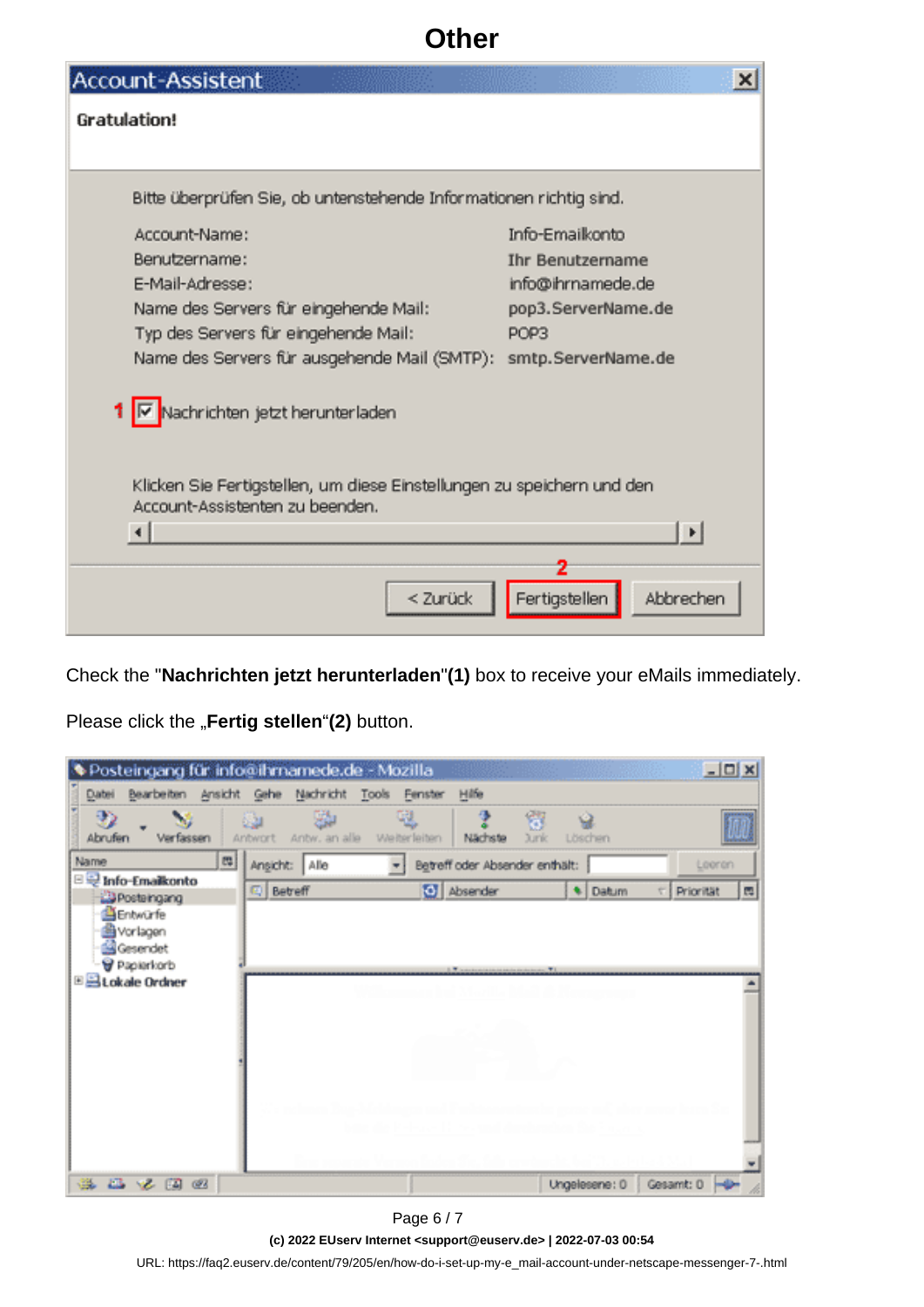# Other

Check the "**Nachrichten jetzt herunterladen**"**(1)** box to receive your eMails immediately.

Please click the „**Fertig stellen**"**(2)** button.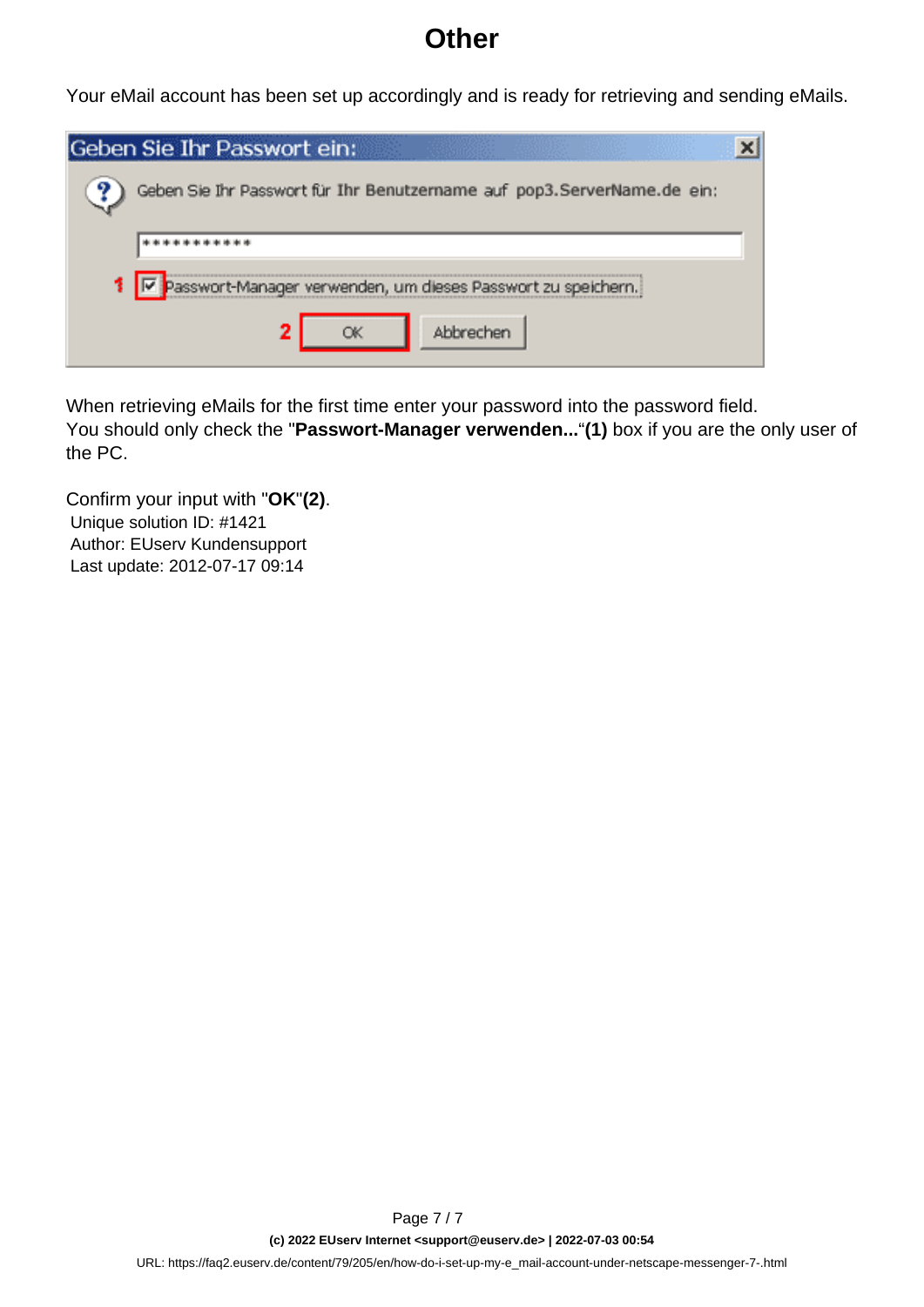# Other

Your eMail account has been set up accordingly and is ready for retrieving and sending eMails.

When retrieving eMails for the first time enter your password into the password field.
You should only check the "**Passwort-Manager verwenden...**“**(1)** box if you are the only user of the PC.

Confirm your input with "**OK**"**(2)**.

Unique solution ID: #1421
Author: EUserv Kundensupport
Last update: 2012-07-17 09:14